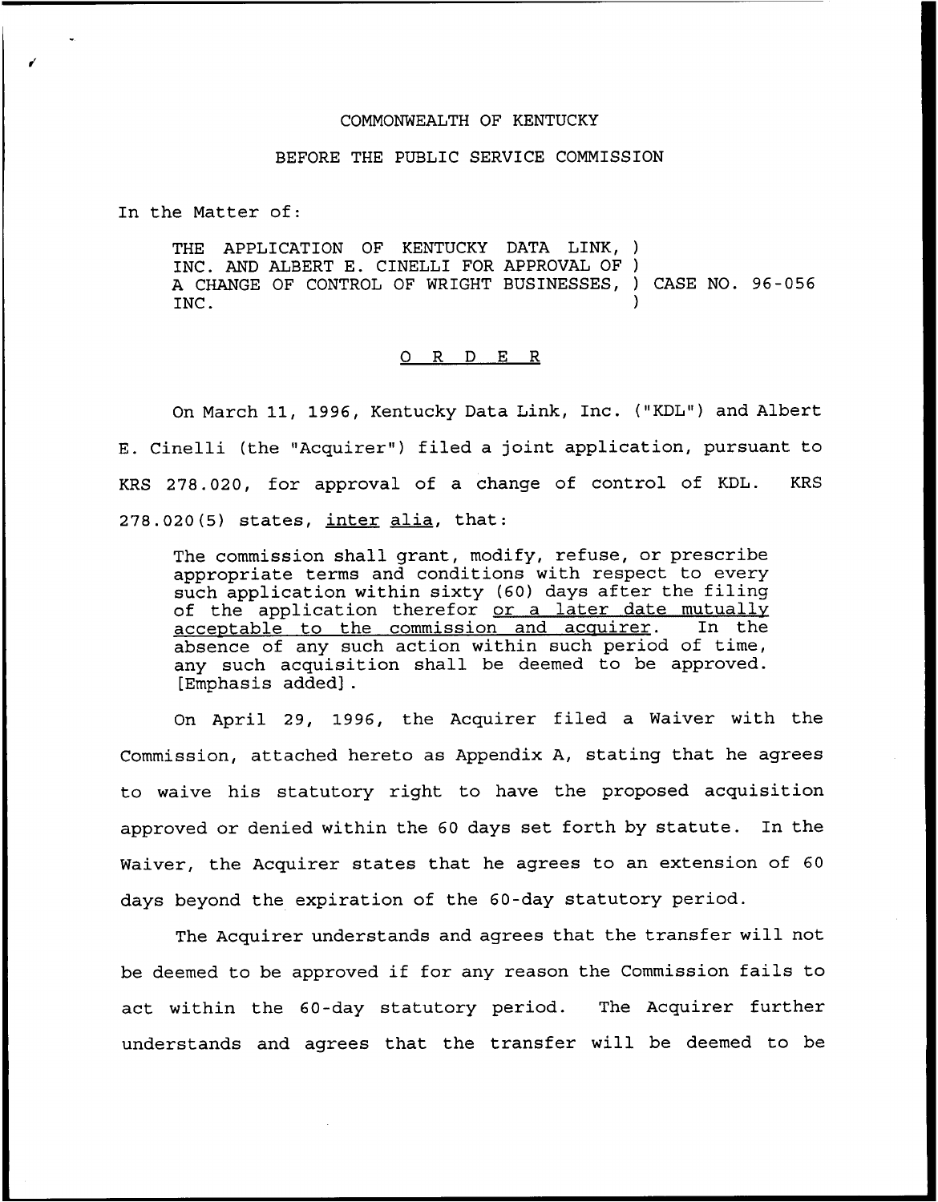COMMONWEALTH OF KENTUCKY

BEFORE THE PUBLIC SERVICE COMMISSION

In the Matter of:

THE APPLICATION OF KENTUCKY DATA LINK, INC. AND ALBERT E. CINELLI FOR APPROVAL OF A CHANGE OF CONTROL OF WRIGHT BUSINESSES, INC. ) CASE NO. 96-056

## O R D E R

On March 11, 1996, Kentucky Data Link, Inc. ("KDL") and Albert E. Cinelli (the "Acquirer") filed a joint application, pursuant to KRS 278.020, for approval of a change of control of KDL. KRS 278.020(5) states, *inter alia*, that:

> The commission shall grant, modify, refuse, or prescribe appropriate terms and conditions with respect to every such application within sixty (60) days after the filing of the application therefor *or a later date mutually acceptable to the commission and acquirer*. In the absence of any such action within such period of time, any such acquisition shall be deemed to be approved. [Emphasis added].

On April 29, 1996, the Acquirer filed a Waiver with the Commission, attached hereto as Appendix A, stating that he agrees to waive his statutory right to have the proposed acquisition approved or denied within the 60 days set forth by statute. In the Waiver, the Acquirer states that he agrees to an extension of 60 days beyond the expiration of the 60-day statutory period.

The Acquirer understands and agrees that the transfer will not be deemed to be approved if for any reason the Commission fails to act within the 60-day statutory period. The Acquirer further understands and agrees that the transfer will be deemed to be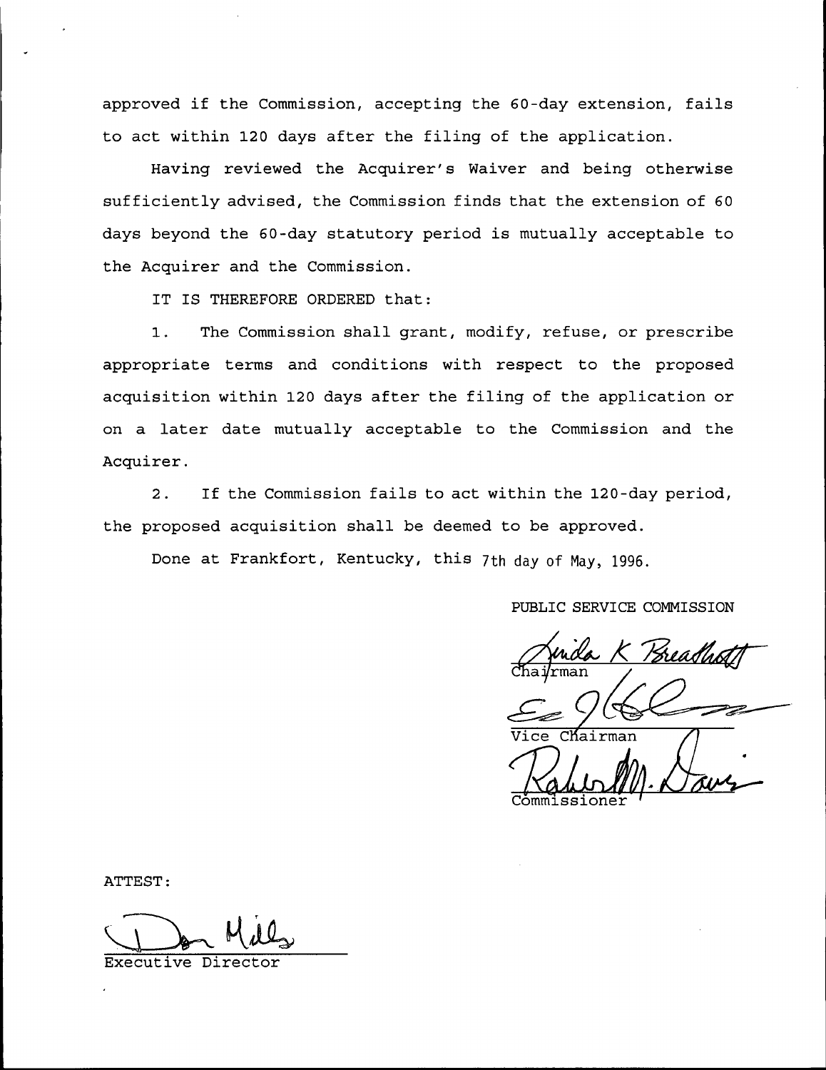approved if the Commission, accepting the 60-day extension, fails to act within 120 days after the filing of the application.

Having reviewed the Acquirer's Waiver and being otherwise sufficiently advised, the Commission finds that the extension of 60 days beyond the 60-day statutory period is mutually acceptable to the Acquirer and the Commission.

IT IS THEREFORE ORDERED that:

1. The Commission shall grant, modify, refuse, or prescribe appropriate terms and conditions with respect to the proposed acquisition within 120 days after the filing of the application or on a later date mutually acceptable to the Commission and the Acquirer.

2. If the Commission fails to act within the 120-day period, the proposed acquisition shall be deemed to be approved.

Done at Frankfort, Kentucky, this 7th day of May, 1996.

PUBLIC SERVICE COMMISSION

Linda K Breathitt
Chairman

Vice Chairman

Commissioner

ATTEST:

Don Mills
Executive Director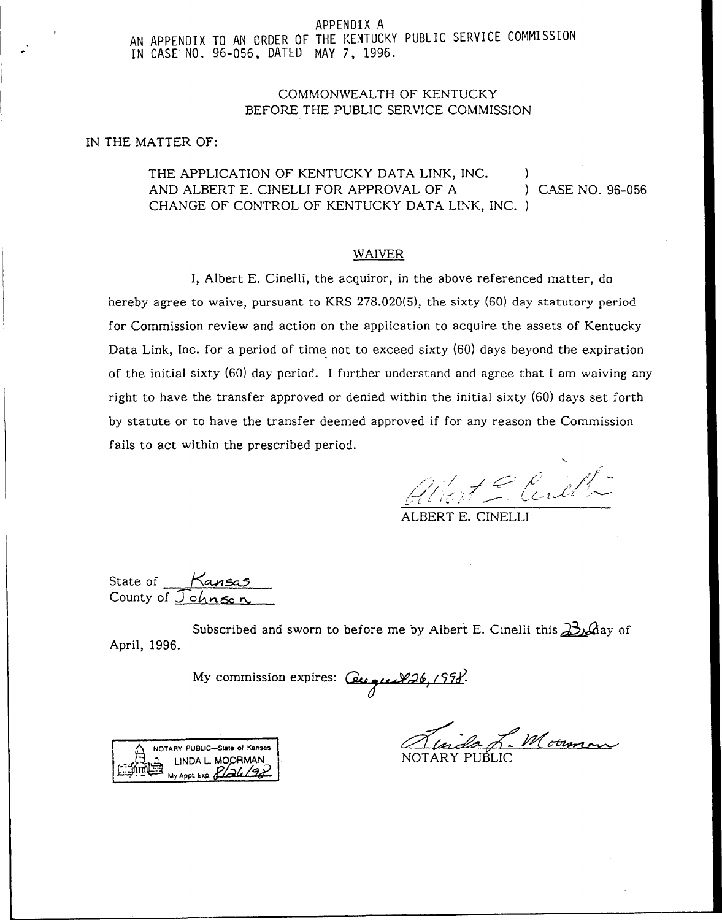APPENDIX A
AN APPENDIX TO AN ORDER OF THE KENTUCKY PUBLIC SERVICE COMMISSION IN CASE NO. 96-056, DATED MAY 7, 1996.

COMMONWEALTH OF KENTUCKY
BEFORE THE PUBLIC SERVICE COMMISSION

IN THE MATTER OF:

THE APPLICATION OF KENTUCKY DATA LINK, INC. AND ALBERT E. CINELLI FOR APPROVAL OF A CHANGE OF CONTROL OF KENTUCKY DATA LINK, INC. ) CASE NO. 96-056

WAIVER

I, Albert E. Cinelli, the acquiror, in the above referenced matter, do hereby agree to waive, pursuant to KRS 278.020(5), the sixty (60) day statutory period for Commission review and action on the application to acquire the assets of Kentucky Data Link, Inc. for a period of time not to exceed sixty (60) days beyond the expiration of the initial sixty (60) day period. I further understand and agree that I am waiving any right to have the transfer approved or denied within the initial sixty (60) days set forth by statute or to have the transfer deemed approved if for any reason the Commission fails to act within the prescribed period.

ALBERT E. CINELLI

State of Kansas
County of Johnson

Subscribed and sworn to before me by Albert E. Cinelli this 23rd day of April, 1996.

My commission expires: August 26, 1998.

NOTARY PUBLIC—State of Kansas
LINDA L. MOORMAN
My Appt. Exp. 8/26/98

NOTARY PUBLIC